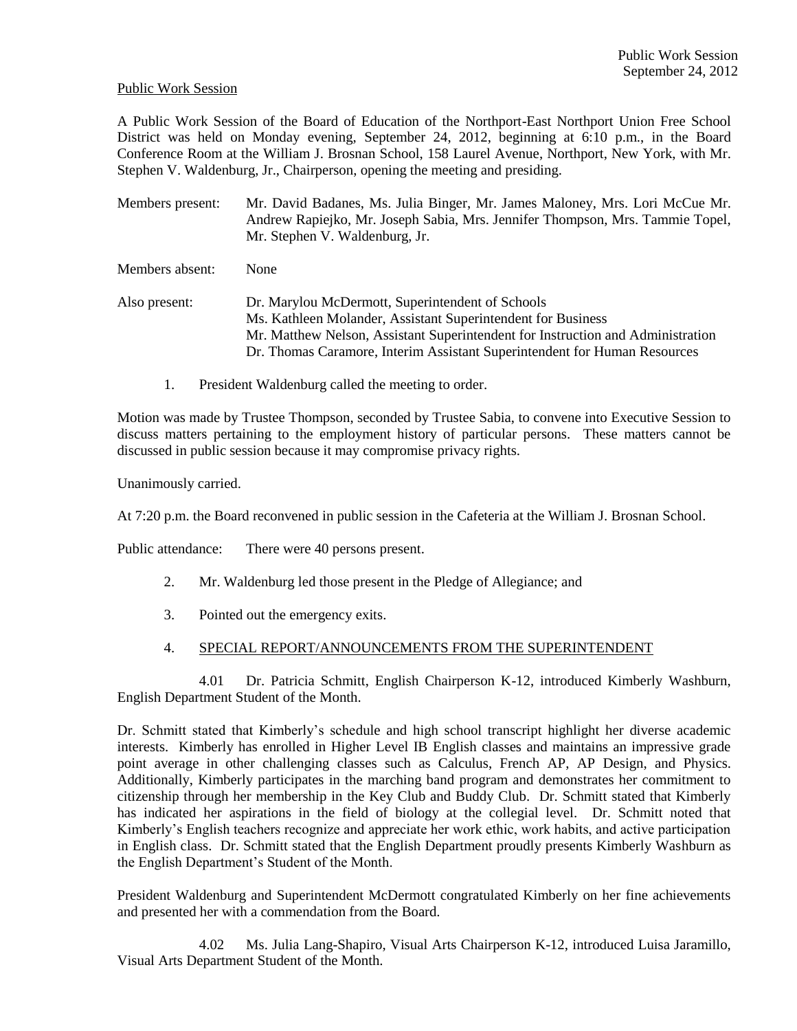Public Work Session

A Public Work Session of the Board of Education of the Northport-East Northport Union Free School District was held on Monday evening, September 24, 2012, beginning at 6:10 p.m., in the Board Conference Room at the William J. Brosnan School, 158 Laurel Avenue, Northport, New York, with Mr. Stephen V. Waldenburg, Jr., Chairperson, opening the meeting and presiding.

Members present: Mr. David Badanes, Ms. Julia Binger, Mr. James Maloney, Mrs. Lori McCue Mr. Andrew Rapiejko, Mr. Joseph Sabia, Mrs. Jennifer Thompson, Mrs. Tammie Topel, Mr. Stephen V. Waldenburg, Jr.

Members absent: None

Also present: Dr. Marylou McDermott, Superintendent of Schools
Ms. Kathleen Molander, Assistant Superintendent for Business
Mr. Matthew Nelson, Assistant Superintendent for Instruction and Administration
Dr. Thomas Caramore, Interim Assistant Superintendent for Human Resources

1. President Waldenburg called the meeting to order.

Motion was made by Trustee Thompson, seconded by Trustee Sabia, to convene into Executive Session to discuss matters pertaining to the employment history of particular persons. These matters cannot be discussed in public session because it may compromise privacy rights.

Unanimously carried.

At 7:20 p.m. the Board reconvened in public session in the Cafeteria at the William J. Brosnan School.

Public attendance: There were 40 persons present.

2. Mr. Waldenburg led those present in the Pledge of Allegiance; and

3. Pointed out the emergency exits.

4. SPECIAL REPORT/ANNOUNCEMENTS FROM THE SUPERINTENDENT

4.01 Dr. Patricia Schmitt, English Chairperson K-12, introduced Kimberly Washburn, English Department Student of the Month.

Dr. Schmitt stated that Kimberly's schedule and high school transcript highlight her diverse academic interests. Kimberly has enrolled in Higher Level IB English classes and maintains an impressive grade point average in other challenging classes such as Calculus, French AP, AP Design, and Physics. Additionally, Kimberly participates in the marching band program and demonstrates her commitment to citizenship through her membership in the Key Club and Buddy Club. Dr. Schmitt stated that Kimberly has indicated her aspirations in the field of biology at the collegial level. Dr. Schmitt noted that Kimberly's English teachers recognize and appreciate her work ethic, work habits, and active participation in English class. Dr. Schmitt stated that the English Department proudly presents Kimberly Washburn as the English Department's Student of the Month.

President Waldenburg and Superintendent McDermott congratulated Kimberly on her fine achievements and presented her with a commendation from the Board.

4.02 Ms. Julia Lang-Shapiro, Visual Arts Chairperson K-12, introduced Luisa Jaramillo, Visual Arts Department Student of the Month.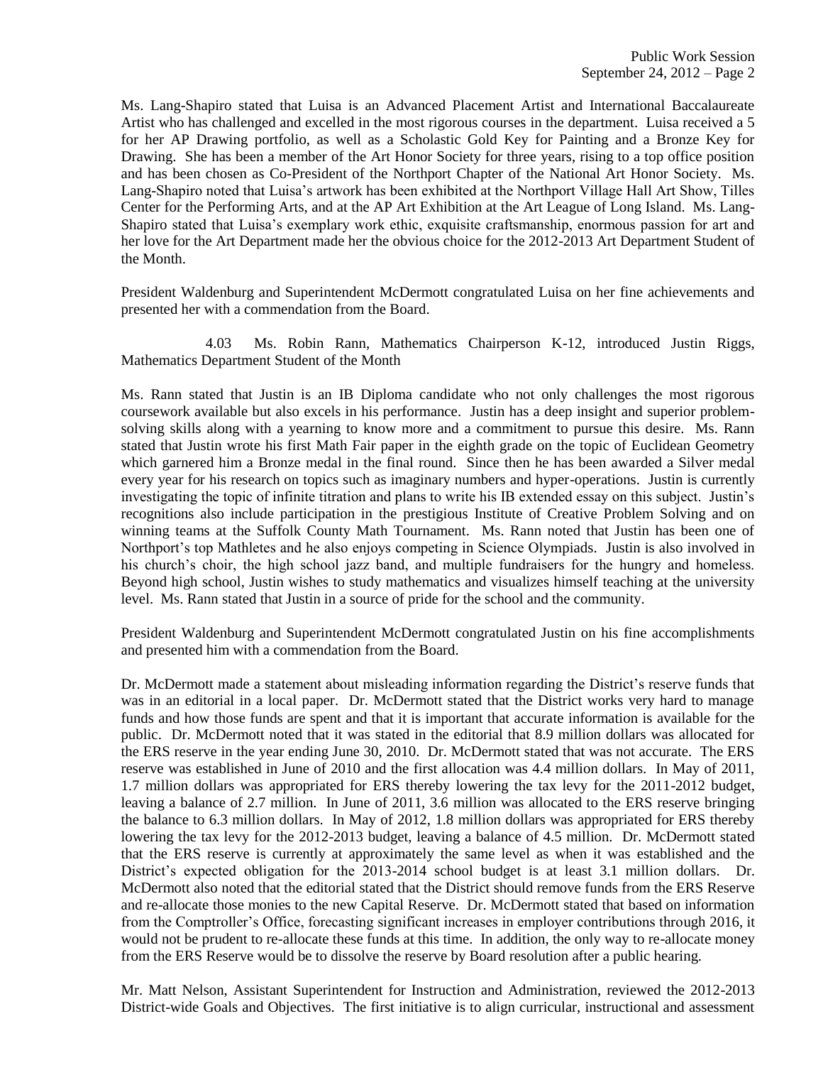Ms. Lang-Shapiro stated that Luisa is an Advanced Placement Artist and International Baccalaureate Artist who has challenged and excelled in the most rigorous courses in the department. Luisa received a 5 for her AP Drawing portfolio, as well as a Scholastic Gold Key for Painting and a Bronze Key for Drawing. She has been a member of the Art Honor Society for three years, rising to a top office position and has been chosen as Co-President of the Northport Chapter of the National Art Honor Society. Ms. Lang-Shapiro noted that Luisa's artwork has been exhibited at the Northport Village Hall Art Show, Tilles Center for the Performing Arts, and at the AP Art Exhibition at the Art League of Long Island. Ms. Lang-Shapiro stated that Luisa's exemplary work ethic, exquisite craftsmanship, enormous passion for art and her love for the Art Department made her the obvious choice for the 2012-2013 Art Department Student of the Month.

President Waldenburg and Superintendent McDermott congratulated Luisa on her fine achievements and presented her with a commendation from the Board.

4.03 Ms. Robin Rann, Mathematics Chairperson K-12, introduced Justin Riggs, Mathematics Department Student of the Month

Ms. Rann stated that Justin is an IB Diploma candidate who not only challenges the most rigorous coursework available but also excels in his performance. Justin has a deep insight and superior problem-solving skills along with a yearning to know more and a commitment to pursue this desire. Ms. Rann stated that Justin wrote his first Math Fair paper in the eighth grade on the topic of Euclidean Geometry which garnered him a Bronze medal in the final round. Since then he has been awarded a Silver medal every year for his research on topics such as imaginary numbers and hyper-operations. Justin is currently investigating the topic of infinite titration and plans to write his IB extended essay on this subject. Justin's recognitions also include participation in the prestigious Institute of Creative Problem Solving and on winning teams at the Suffolk County Math Tournament. Ms. Rann noted that Justin has been one of Northport's top Mathletes and he also enjoys competing in Science Olympiads. Justin is also involved in his church's choir, the high school jazz band, and multiple fundraisers for the hungry and homeless. Beyond high school, Justin wishes to study mathematics and visualizes himself teaching at the university level. Ms. Rann stated that Justin in a source of pride for the school and the community.

President Waldenburg and Superintendent McDermott congratulated Justin on his fine accomplishments and presented him with a commendation from the Board.

Dr. McDermott made a statement about misleading information regarding the District's reserve funds that was in an editorial in a local paper. Dr. McDermott stated that the District works very hard to manage funds and how those funds are spent and that it is important that accurate information is available for the public. Dr. McDermott noted that it was stated in the editorial that 8.9 million dollars was allocated for the ERS reserve in the year ending June 30, 2010. Dr. McDermott stated that was not accurate. The ERS reserve was established in June of 2010 and the first allocation was 4.4 million dollars. In May of 2011, 1.7 million dollars was appropriated for ERS thereby lowering the tax levy for the 2011-2012 budget, leaving a balance of 2.7 million. In June of 2011, 3.6 million was allocated to the ERS reserve bringing the balance to 6.3 million dollars. In May of 2012, 1.8 million dollars was appropriated for ERS thereby lowering the tax levy for the 2012-2013 budget, leaving a balance of 4.5 million. Dr. McDermott stated that the ERS reserve is currently at approximately the same level as when it was established and the District's expected obligation for the 2013-2014 school budget is at least 3.1 million dollars. Dr. McDermott also noted that the editorial stated that the District should remove funds from the ERS Reserve and re-allocate those monies to the new Capital Reserve. Dr. McDermott stated that based on information from the Comptroller's Office, forecasting significant increases in employer contributions through 2016, it would not be prudent to re-allocate these funds at this time. In addition, the only way to re-allocate money from the ERS Reserve would be to dissolve the reserve by Board resolution after a public hearing.

Mr. Matt Nelson, Assistant Superintendent for Instruction and Administration, reviewed the 2012-2013 District-wide Goals and Objectives. The first initiative is to align curricular, instructional and assessment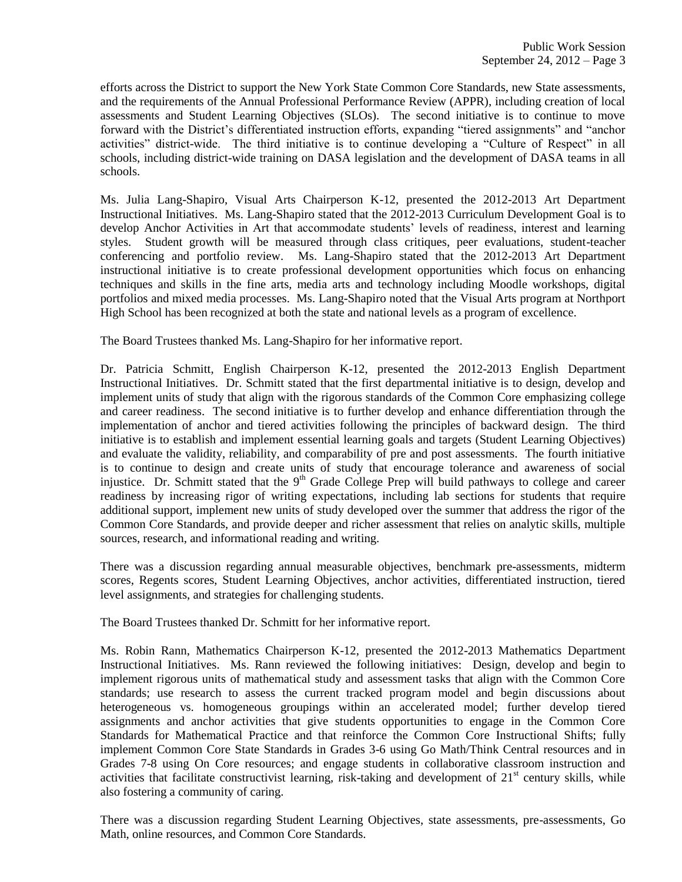efforts across the District to support the New York State Common Core Standards, new State assessments, and the requirements of the Annual Professional Performance Review (APPR), including creation of local assessments and Student Learning Objectives (SLOs). The second initiative is to continue to move forward with the District's differentiated instruction efforts, expanding "tiered assignments" and "anchor activities" district-wide. The third initiative is to continue developing a "Culture of Respect" in all schools, including district-wide training on DASA legislation and the development of DASA teams in all schools.

Ms. Julia Lang-Shapiro, Visual Arts Chairperson K-12, presented the 2012-2013 Art Department Instructional Initiatives. Ms. Lang-Shapiro stated that the 2012-2013 Curriculum Development Goal is to develop Anchor Activities in Art that accommodate students' levels of readiness, interest and learning styles. Student growth will be measured through class critiques, peer evaluations, student-teacher conferencing and portfolio review. Ms. Lang-Shapiro stated that the 2012-2013 Art Department instructional initiative is to create professional development opportunities which focus on enhancing techniques and skills in the fine arts, media arts and technology including Moodle workshops, digital portfolios and mixed media processes. Ms. Lang-Shapiro noted that the Visual Arts program at Northport High School has been recognized at both the state and national levels as a program of excellence.

The Board Trustees thanked Ms. Lang-Shapiro for her informative report.

Dr. Patricia Schmitt, English Chairperson K-12, presented the 2012-2013 English Department Instructional Initiatives. Dr. Schmitt stated that the first departmental initiative is to design, develop and implement units of study that align with the rigorous standards of the Common Core emphasizing college and career readiness. The second initiative is to further develop and enhance differentiation through the implementation of anchor and tiered activities following the principles of backward design. The third initiative is to establish and implement essential learning goals and targets (Student Learning Objectives) and evaluate the validity, reliability, and comparability of pre and post assessments. The fourth initiative is to continue to design and create units of study that encourage tolerance and awareness of social injustice. Dr. Schmitt stated that the 9th Grade College Prep will build pathways to college and career readiness by increasing rigor of writing expectations, including lab sections for students that require additional support, implement new units of study developed over the summer that address the rigor of the Common Core Standards, and provide deeper and richer assessment that relies on analytic skills, multiple sources, research, and informational reading and writing.

There was a discussion regarding annual measurable objectives, benchmark pre-assessments, midterm scores, Regents scores, Student Learning Objectives, anchor activities, differentiated instruction, tiered level assignments, and strategies for challenging students.

The Board Trustees thanked Dr. Schmitt for her informative report.

Ms. Robin Rann, Mathematics Chairperson K-12, presented the 2012-2013 Mathematics Department Instructional Initiatives. Ms. Rann reviewed the following initiatives: Design, develop and begin to implement rigorous units of mathematical study and assessment tasks that align with the Common Core standards; use research to assess the current tracked program model and begin discussions about heterogeneous vs. homogeneous groupings within an accelerated model; further develop tiered assignments and anchor activities that give students opportunities to engage in the Common Core Standards for Mathematical Practice and that reinforce the Common Core Instructional Shifts; fully implement Common Core State Standards in Grades 3-6 using Go Math/Think Central resources and in Grades 7-8 using On Core resources; and engage students in collaborative classroom instruction and activities that facilitate constructivist learning, risk-taking and development of 21st century skills, while also fostering a community of caring.

There was a discussion regarding Student Learning Objectives, state assessments, pre-assessments, Go Math, online resources, and Common Core Standards.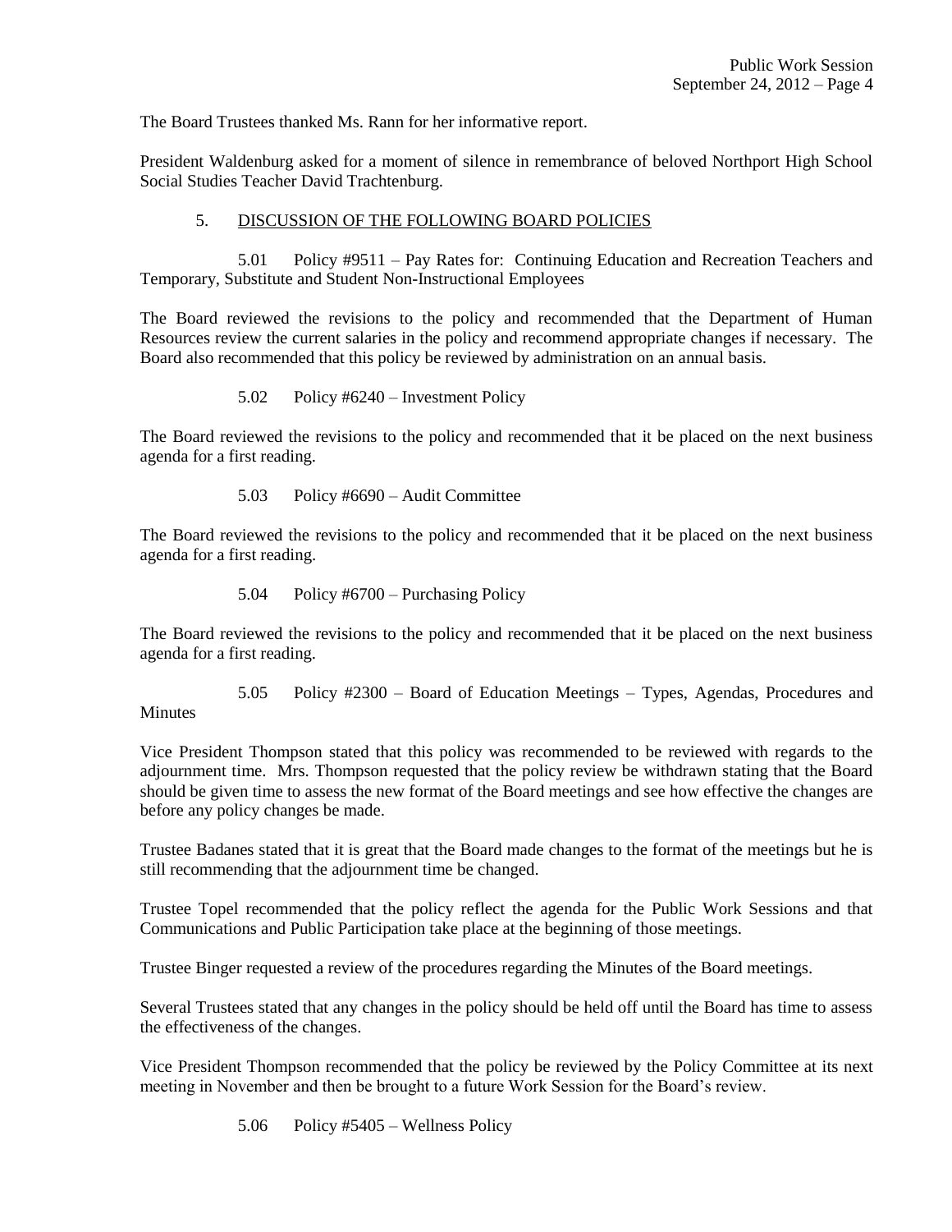The Board Trustees thanked Ms. Rann for her informative report.

President Waldenburg asked for a moment of silence in remembrance of beloved Northport High School Social Studies Teacher David Trachtenburg.

5. DISCUSSION OF THE FOLLOWING BOARD POLICIES

5.01 Policy #9511 – Pay Rates for: Continuing Education and Recreation Teachers and Temporary, Substitute and Student Non-Instructional Employees

The Board reviewed the revisions to the policy and recommended that the Department of Human Resources review the current salaries in the policy and recommend appropriate changes if necessary. The Board also recommended that this policy be reviewed by administration on an annual basis.

5.02 Policy #6240 – Investment Policy

The Board reviewed the revisions to the policy and recommended that it be placed on the next business agenda for a first reading.

5.03 Policy #6690 – Audit Committee

The Board reviewed the revisions to the policy and recommended that it be placed on the next business agenda for a first reading.

5.04 Policy #6700 – Purchasing Policy

The Board reviewed the revisions to the policy and recommended that it be placed on the next business agenda for a first reading.

5.05 Policy #2300 – Board of Education Meetings – Types, Agendas, Procedures and Minutes

Vice President Thompson stated that this policy was recommended to be reviewed with regards to the adjournment time. Mrs. Thompson requested that the policy review be withdrawn stating that the Board should be given time to assess the new format of the Board meetings and see how effective the changes are before any policy changes be made.

Trustee Badanes stated that it is great that the Board made changes to the format of the meetings but he is still recommending that the adjournment time be changed.

Trustee Topel recommended that the policy reflect the agenda for the Public Work Sessions and that Communications and Public Participation take place at the beginning of those meetings.

Trustee Binger requested a review of the procedures regarding the Minutes of the Board meetings.

Several Trustees stated that any changes in the policy should be held off until the Board has time to assess the effectiveness of the changes.

Vice President Thompson recommended that the policy be reviewed by the Policy Committee at its next meeting in November and then be brought to a future Work Session for the Board's review.

5.06 Policy #5405 – Wellness Policy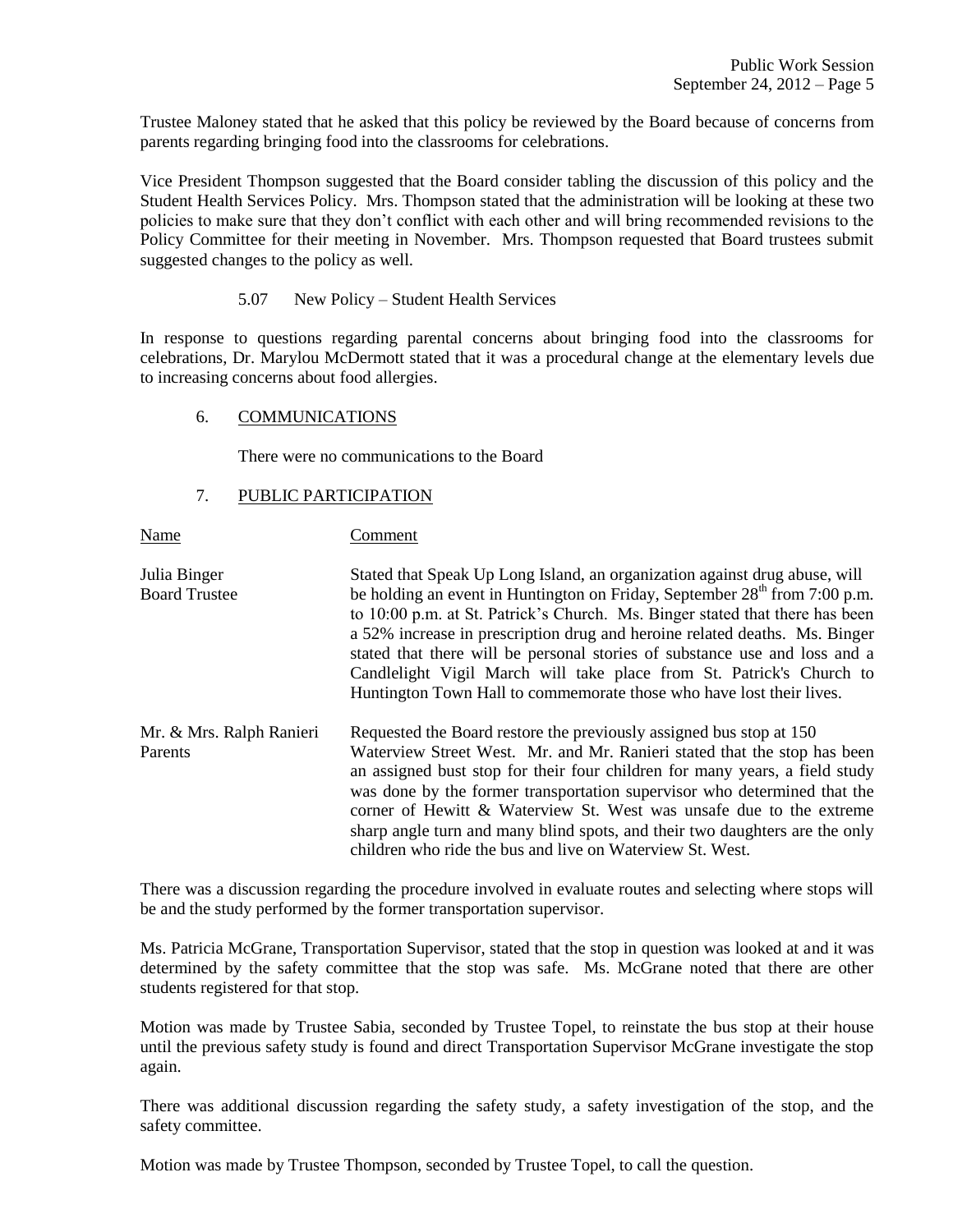Trustee Maloney stated that he asked that this policy be reviewed by the Board because of concerns from parents regarding bringing food into the classrooms for celebrations.

Vice President Thompson suggested that the Board consider tabling the discussion of this policy and the Student Health Services Policy. Mrs. Thompson stated that the administration will be looking at these two policies to make sure that they don't conflict with each other and will bring recommended revisions to the Policy Committee for their meeting in November. Mrs. Thompson requested that Board trustees submit suggested changes to the policy as well.

5.07 New Policy – Student Health Services

In response to questions regarding parental concerns about bringing food into the classrooms for celebrations, Dr. Marylou McDermott stated that it was a procedural change at the elementary levels due to increasing concerns about food allergies.

6. <u>COMMUNICATIONS</u>

There were no communications to the Board

7. <u>PUBLIC PARTICIPATION</u>

| Name | Comment |
|---|---|
| Julia Binger<br>Board Trustee | Stated that Speak Up Long Island, an organization against drug abuse, will be holding an event in Huntington on Friday, September 28th from 7:00 p.m. to 10:00 p.m. at St. Patrick's Church. Ms. Binger stated that there has been a 52% increase in prescription drug and heroine related deaths. Ms. Binger stated that there will be personal stories of substance use and loss and a Candlelight Vigil March will take place from St. Patrick's Church to Huntington Town Hall to commemorate those who have lost their lives. |
| Mr. & Mrs. Ralph Ranieri<br>Parents | Requested the Board restore the previously assigned bus stop at 150 Waterview Street West. Mr. and Mr. Ranieri stated that the stop has been an assigned bust stop for their four children for many years, a field study was done by the former transportation supervisor who determined that the corner of Hewitt & Waterview St. West was unsafe due to the extreme sharp angle turn and many blind spots, and their two daughters are the only children who ride the bus and live on Waterview St. West. |

There was a discussion regarding the procedure involved in evaluate routes and selecting where stops will be and the study performed by the former transportation supervisor.

Ms. Patricia McGrane, Transportation Supervisor, stated that the stop in question was looked at and it was determined by the safety committee that the stop was safe. Ms. McGrane noted that there are other students registered for that stop.

Motion was made by Trustee Sabia, seconded by Trustee Topel, to reinstate the bus stop at their house until the previous safety study is found and direct Transportation Supervisor McGrane investigate the stop again.

There was additional discussion regarding the safety study, a safety investigation of the stop, and the safety committee.

Motion was made by Trustee Thompson, seconded by Trustee Topel, to call the question.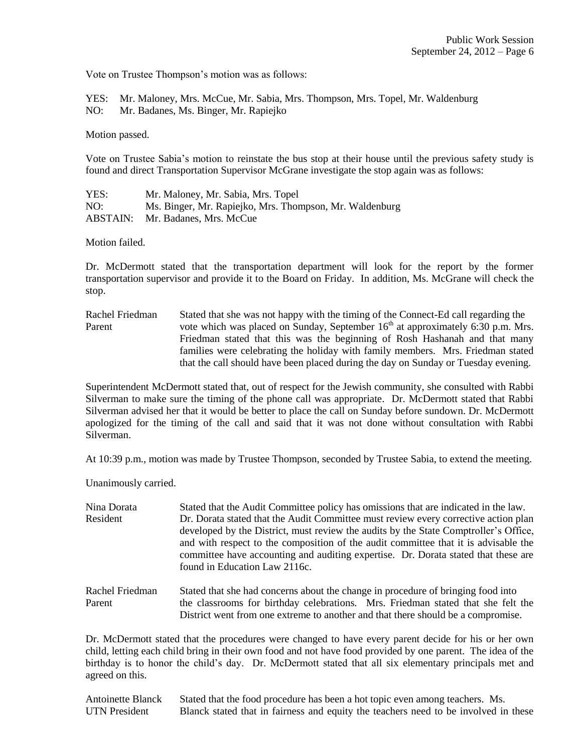Vote on Trustee Thompson's motion was as follows:

YES: Mr. Maloney, Mrs. McCue, Mr. Sabia, Mrs. Thompson, Mrs. Topel, Mr. Waldenburg
NO: Mr. Badanes, Ms. Binger, Mr. Rapiejko

Motion passed.

Vote on Trustee Sabia's motion to reinstate the bus stop at their house until the previous safety study is found and direct Transportation Supervisor McGrane investigate the stop again was as follows:

YES: Mr. Maloney, Mr. Sabia, Mrs. Topel
NO: Ms. Binger, Mr. Rapiejko, Mrs. Thompson, Mr. Waldenburg
ABSTAIN: Mr. Badanes, Mrs. McCue

Motion failed.

Dr. McDermott stated that the transportation department will look for the report by the former transportation supervisor and provide it to the Board on Friday. In addition, Ms. McGrane will check the stop.

**Rachel Friedman, Parent** — Stated that she was not happy with the timing of the Connect-Ed call regarding the vote which was placed on Sunday, September 16th at approximately 6:30 p.m. Mrs. Friedman stated that this was the beginning of Rosh Hashanah and that many families were celebrating the holiday with family members. Mrs. Friedman stated that the call should have been placed during the day on Sunday or Tuesday evening.

Superintendent McDermott stated that, out of respect for the Jewish community, she consulted with Rabbi Silverman to make sure the timing of the phone call was appropriate. Dr. McDermott stated that Rabbi Silverman advised her that it would be better to place the call on Sunday before sundown. Dr. McDermott apologized for the timing of the call and said that it was not done without consultation with Rabbi Silverman.

At 10:39 p.m., motion was made by Trustee Thompson, seconded by Trustee Sabia, to extend the meeting.

Unanimously carried.

**Nina Dorata, Resident** — Stated that the Audit Committee policy has omissions that are indicated in the law. Dr. Dorata stated that the Audit Committee must review every corrective action plan developed by the District, must review the audits by the State Comptroller's Office, and with respect to the composition of the audit committee that it is advisable the committee have accounting and auditing expertise. Dr. Dorata stated that these are found in Education Law 2116c.

**Rachel Friedman, Parent** — Stated that she had concerns about the change in procedure of bringing food into the classrooms for birthday celebrations. Mrs. Friedman stated that she felt the District went from one extreme to another and that there should be a compromise.

Dr. McDermott stated that the procedures were changed to have every parent decide for his or her own child, letting each child bring in their own food and not have food provided by one parent. The idea of the birthday is to honor the child's day. Dr. McDermott stated that all six elementary principals met and agreed on this.

**Antoinette Blanck, UTN President** — Stated that the food procedure has been a hot topic even among teachers. Ms. Blanck stated that in fairness and equity the teachers need to be involved in these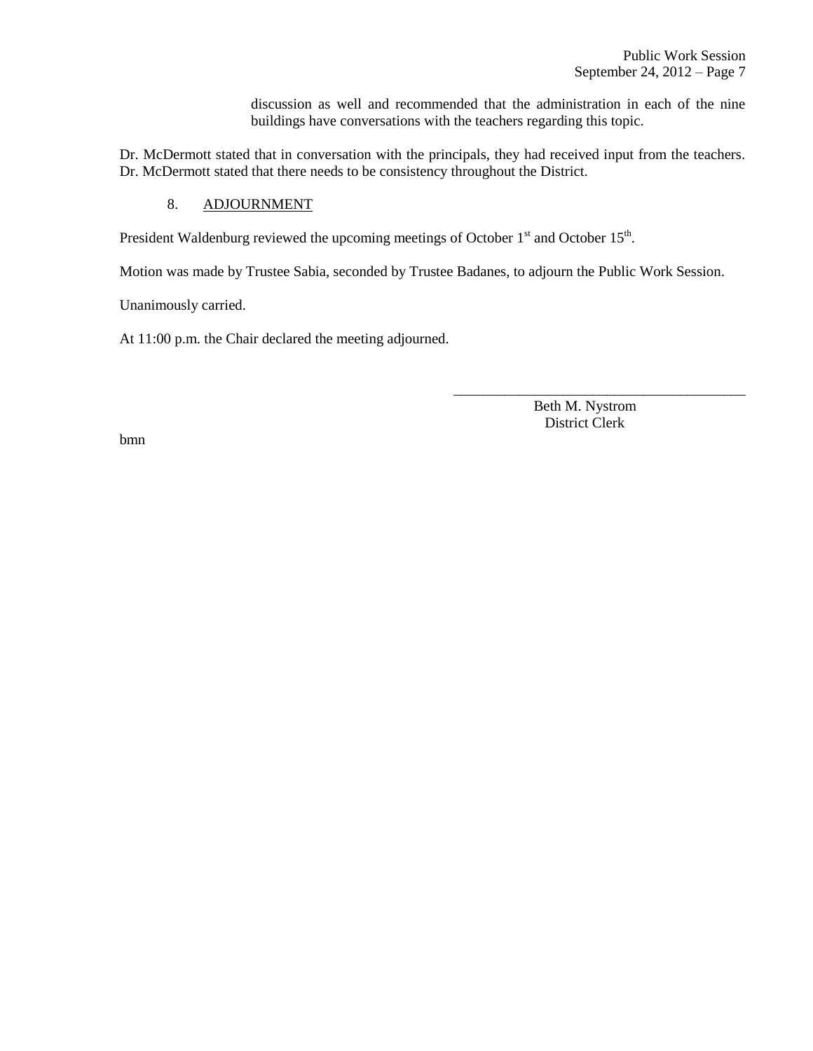discussion as well and recommended that the administration in each of the nine buildings have conversations with the teachers regarding this topic.

Dr. McDermott stated that in conversation with the principals, they had received input from the teachers. Dr. McDermott stated that there needs to be consistency throughout the District.

## 8. ADJOURNMENT

President Waldenburg reviewed the upcoming meetings of October 1st and October 15th.

Motion was made by Trustee Sabia, seconded by Trustee Badanes, to adjourn the Public Work Session.

Unanimously carried.

At 11:00 p.m. the Chair declared the meeting adjourned.

\_\_\_\_\_\_\_\_\_\_\_\_\_\_\_\_\_\_\_\_\_\_\_\_\_\_\_\_\_\_\_\_\_\_\_\_\_\_\_\_

Beth M. Nystrom
District Clerk

bmn